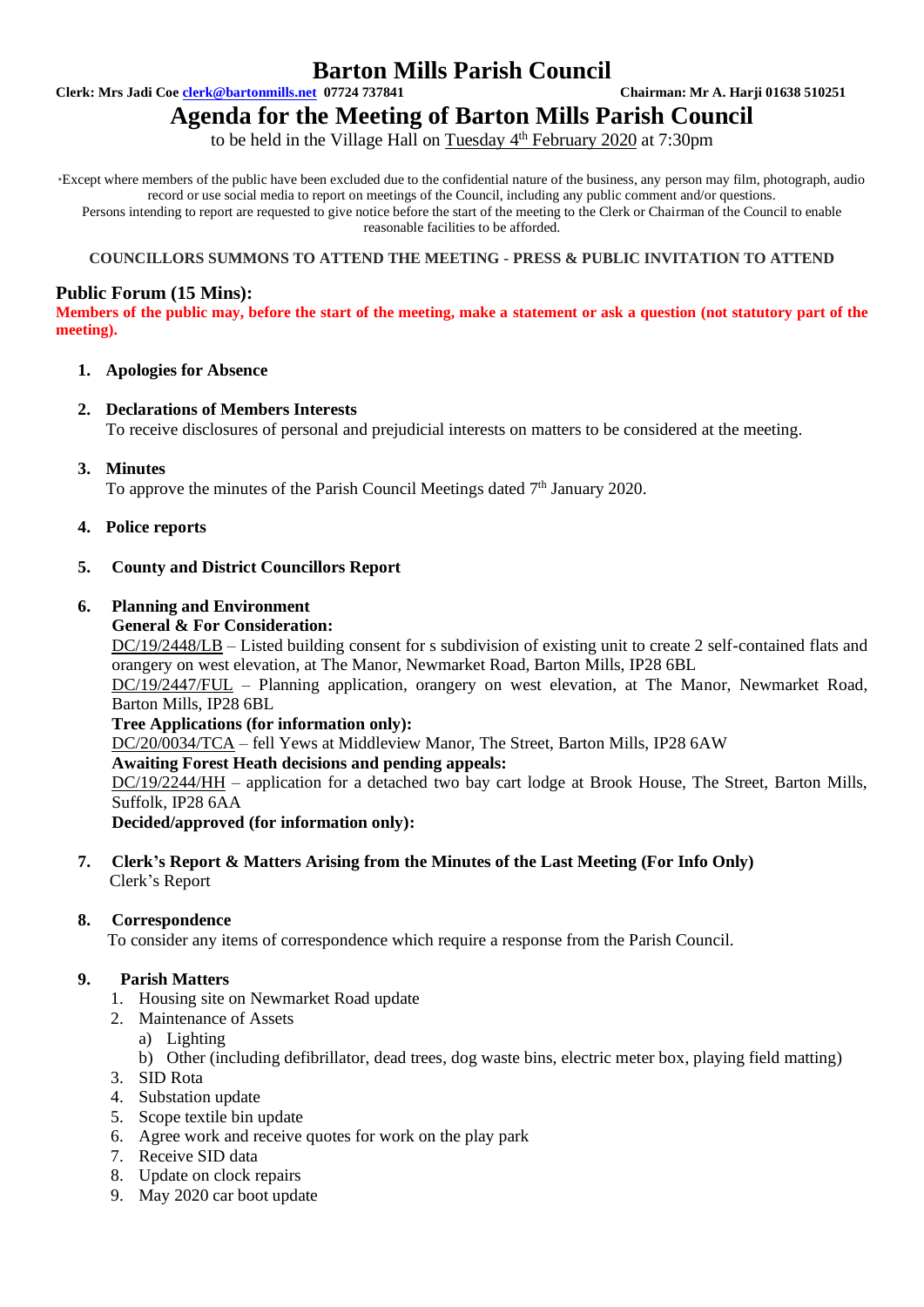# Barton Mills Parish Council

**Clerk: Mrs Jadi Coe clerk@bartonmills.net 07724 737841** **Chairman: Mr A. Harji 01638 510251**

## Agenda for the Meeting of Barton Mills Parish Council

to be held in the Village Hall on Tuesday 4th February 2020 at 7:30pm

*Except where members of the public have been excluded due to the confidential nature of the business, any person may film, photograph, audio record or use social media to report on meetings of the Council, including any public comment and/or questions. Persons intending to report are requested to give notice before the start of the meeting to the Clerk or Chairman of the Council to enable reasonable facilities to be afforded.

**COUNCILLORS SUMMONS TO ATTEND THE MEETING - PRESS & PUBLIC INVITATION TO ATTEND**

### Public Forum (15 Mins):

**Members of the public may, before the start of the meeting, make a statement or ask a question (not statutory part of the meeting).**

1. **Apologies for Absence**

2. **Declarations of Members Interests**
   To receive disclosures of personal and prejudicial interests on matters to be considered at the meeting.

3. **Minutes**
   To approve the minutes of the Parish Council Meetings dated 7th January 2020.

4. **Police reports**

5. **County and District Councillors Report**

6. **Planning and Environment**
   **General & For Consideration:**
   DC/19/2448/LB – Listed building consent for s subdivision of existing unit to create 2 self-contained flats and orangery on west elevation, at The Manor, Newmarket Road, Barton Mills, IP28 6BL
   DC/19/2447/FUL – Planning application, orangery on west elevation, at The Manor, Newmarket Road, Barton Mills, IP28 6BL
   **Tree Applications (for information only):**
   DC/20/0034/TCA – fell Yews at Middleview Manor, The Street, Barton Mills, IP28 6AW
   **Awaiting Forest Heath decisions and pending appeals:**
   DC/19/2244/HH – application for a detached two bay cart lodge at Brook House, The Street, Barton Mills, Suffolk, IP28 6AA
   **Decided/approved (for information only):**

7. **Clerk's Report & Matters Arising from the Minutes of the Last Meeting (For Info Only)**
   Clerk's Report

8. **Correspondence**
   To consider any items of correspondence which require a response from the Parish Council.

9. **Parish Matters**
   1. Housing site on Newmarket Road update
   2. Maintenance of Assets
      a) Lighting
      b) Other (including defibrillator, dead trees, dog waste bins, electric meter box, playing field matting)
   3. SID Rota
   4. Substation update
   5. Scope textile bin update
   6. Agree work and receive quotes for work on the play park
   7. Receive SID data
   8. Update on clock repairs
   9. May 2020 car boot update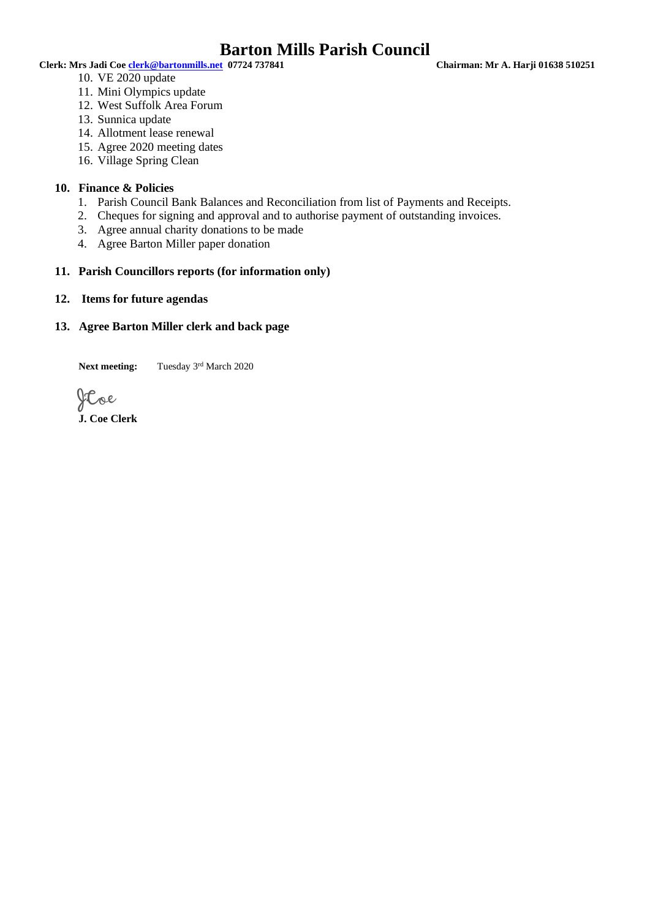# Barton Mills Parish Council

**Clerk: Mrs Jadi Coe clerk@bartonmills.net 07724 737841** **Chairman: Mr A. Harji 01638 510251**

10. VE 2020 update
11. Mini Olympics update
12. West Suffolk Area Forum
13. Sunnica update
14. Allotment lease renewal
15. Agree 2020 meeting dates
16. Village Spring Clean

**10. Finance & Policies**

1. Parish Council Bank Balances and Reconciliation from list of Payments and Receipts.
2. Cheques for signing and approval and to authorise payment of outstanding invoices.
3. Agree annual charity donations to be made
4. Agree Barton Miller paper donation

**11. Parish Councillors reports (for information only)**

**12. Items for future agendas**

**13. Agree Barton Miller clerk and back page**

**Next meeting:** Tuesday 3rd March 2020

JCoe

**J. Coe Clerk**